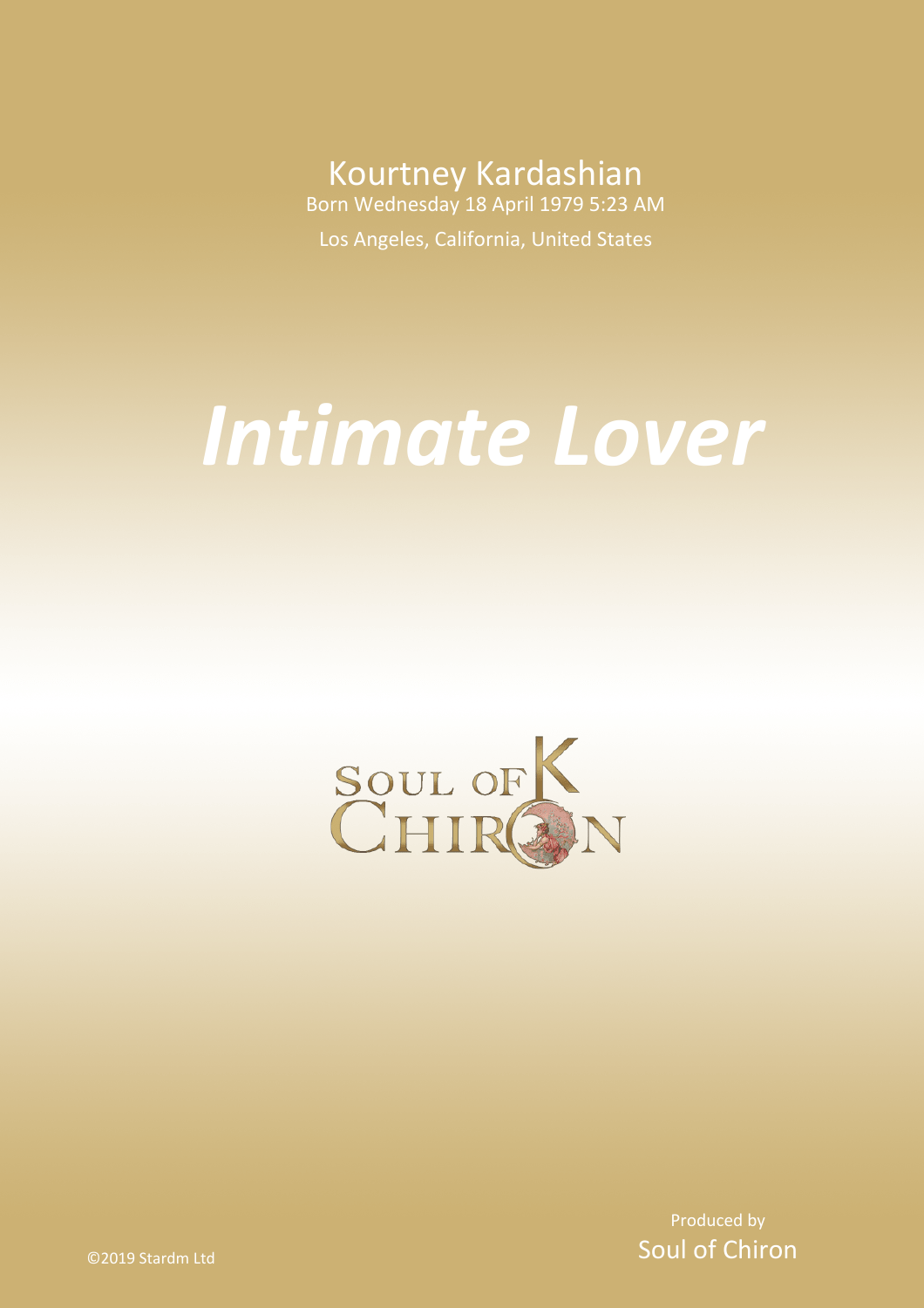Kourtney Kardashian

Born Wednesday 18 April 1979 5:23 AM

Los Angeles, California, United States

# *Intimate Lover*

Produced by

Soul of Chiron

©2019 Stardm Ltd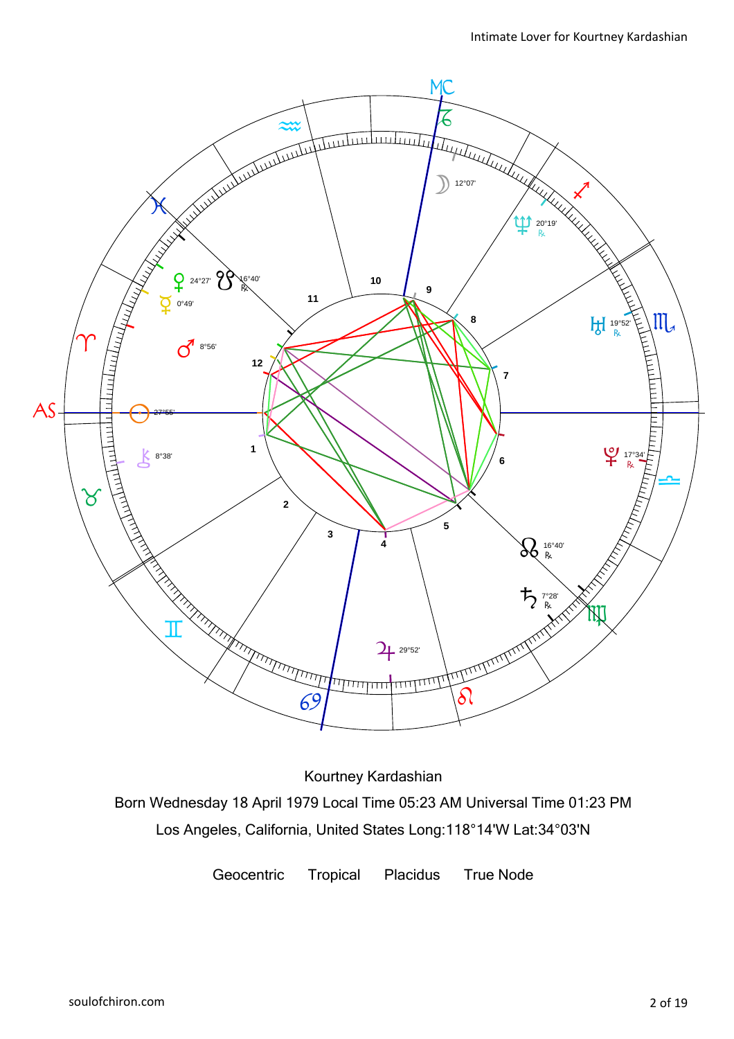Kourtney Kardashian

Born Wednesday 18 April 1979 Local Time 05:23 AM Universal Time 01:23 PM

Los Angeles, California, United States Long:118°14'W Lat:34°03'N

Geocentric Tropical Placidus True Node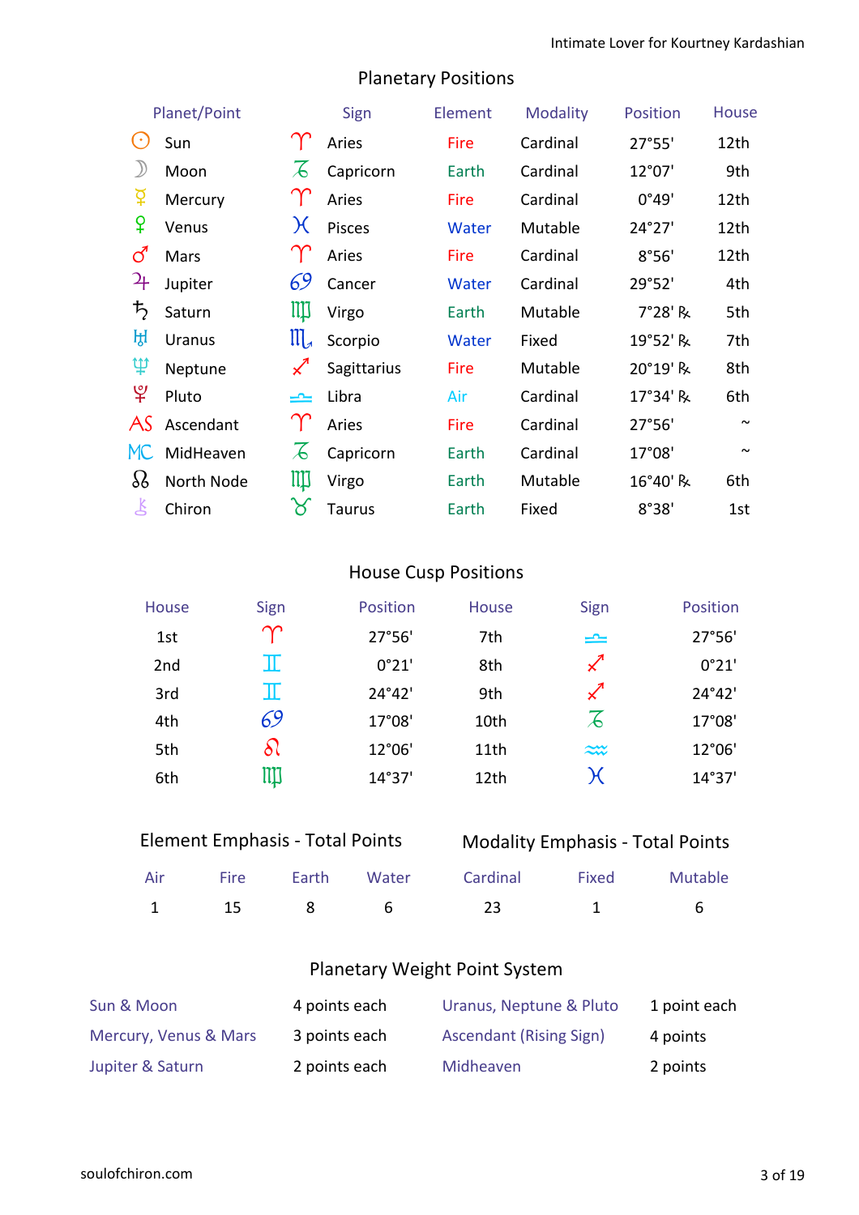## Planetary Positions

| Planet/Point | Sign | Element | Modality | Position | House |
|---|---|---|---|---|---|
| ☉ Sun | ♈ Aries | Fire | Cardinal | 27°55' | 12th |
| ☽ Moon | ♑ Capricorn | Earth | Cardinal | 12°07' | 9th |
| ☿ Mercury | ♈ Aries | Fire | Cardinal | 0°49' | 12th |
| ♀ Venus | ♓ Pisces | Water | Mutable | 24°27' | 12th |
| ♂ Mars | ♈ Aries | Fire | Cardinal | 8°56' | 12th |
| ♃ Jupiter | ♋ Cancer | Water | Cardinal | 29°52' | 4th |
| ♄ Saturn | ♍ Virgo | Earth | Mutable | 7°28' ℞ | 5th |
| ♅ Uranus | ♏ Scorpio | Water | Fixed | 19°52' ℞ | 7th |
| ♆ Neptune | ♐ Sagittarius | Fire | Mutable | 20°19' ℞ | 8th |
| ♇ Pluto | ♎ Libra | Air | Cardinal | 17°34' ℞ | 6th |
| AS Ascendant | ♈ Aries | Fire | Cardinal | 27°56' | ~ |
| MC MidHeaven | ♑ Capricorn | Earth | Cardinal | 17°08' | ~ |
| ☊ North Node | ♍ Virgo | Earth | Mutable | 16°40' ℞ | 6th |
| ⚷ Chiron | ♉ Taurus | Earth | Fixed | 8°38' | 1st |

## House Cusp Positions

| House | Sign | Position | House | Sign | Position |
|---|---|---|---|---|---|
| 1st | ♈ | 27°56' | 7th | ♎ | 27°56' |
| 2nd | ♊ | 0°21' | 8th | ♐ | 0°21' |
| 3rd | ♊ | 24°42' | 9th | ♐ | 24°42' |
| 4th | ♋ | 17°08' | 10th | ♑ | 17°08' |
| 5th | ♌ | 12°06' | 11th | ♒ | 12°06' |
| 6th | ♍ | 14°37' | 12th | ♓ | 14°37' |

## Element Emphasis - Total Points

| Air | Fire | Earth | Water |
|---|---|---|---|
| 1 | 15 | 8 | 6 |

## Modality Emphasis - Total Points

| Cardinal | Fixed | Mutable |
|---|---|---|
| 23 | 1 | 6 |

## Planetary Weight Point System

| | | | |
|---|---|---|---|
| Sun & Moon | 4 points each | Uranus, Neptune & Pluto | 1 point each |
| Mercury, Venus & Mars | 3 points each | Ascendant (Rising Sign) | 4 points |
| Jupiter & Saturn | 2 points each | Midheaven | 2 points |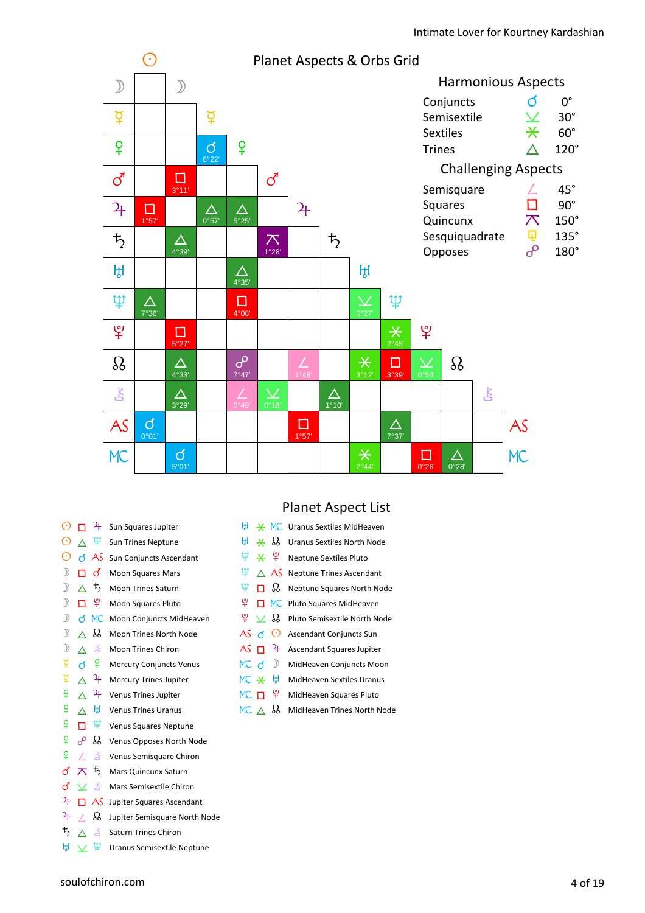## Planet Aspects & Orbs Grid

| | ☉ | ☽ | ☿ | ♀ | ♂ | ♃ | ♄ | ♅ | ♆ | ♇ | ☊ | ⚷ | AS |
|---|---|---|---|---|---|---|---|---|---|---|---|---|---|
| ☽ | | | | | | | | | | | | | |
| ☿ | | | | | | | | | | | | | |
| ♀ | | | ☌ 6°22' | | | | | | | | | | |
| ♂ | | □ 3°11' | | | | | | | | | | | |
| ♃ | □ 1°57' | | △ 0°57' | △ 5°25' | | | | | | | | | |
| ♄ | | △ 4°39' | | | ⚻ 1°28' | | | | | | | | |
| ♅ | | | | △ 4°35' | | | | | | | | | |
| ♆ | △ 7°36' | | | □ 4°08' | | | | ⚺ 0°27' | | | | | |
| ♇ | | □ 5°27' | | | | | | | ⚹ 2°45' | | | | |
| ☊ | | △ 4°33' | | ☍ 7°47' | | ∠ 1°48' | | ⚹ 3°12' | □ 3°39' | ⚺ 0°54' | | | |
| ⚷ | | △ 3°29' | | ∠ 0°49' | ⚺ 0°18' | | △ 1°10' | | | | | | |
| AS | ☌ 0°01' | | | | | □ 1°57' | | | △ 7°37' | | | | |
| MC | | ☌ 5°01' | | | | | | ⚹ 2°44' | | □ 0°26' | △ 0°28' | | |

### Harmonious Aspects

| Aspect | Symbol | Angle |
|---|---|---|
| Conjuncts | ☌ | 0° |
| Semisextile | ⚺ | 30° |
| Sextiles | ⚹ | 60° |
| Trines | △ | 120° |

### Challenging Aspects

| Aspect | Symbol | Angle |
|---|---|---|
| Semisquare | ∠ | 45° |
| Squares | □ | 90° |
| Quincunx | ⚻ | 150° |
| Sesquiquadrate | ⚼ | 135° |
| Opposes | ☍ | 180° |

## Planet Aspect List

- ☉ □ ♃ Sun Squares Jupiter
- ☉ △ ♆ Sun Trines Neptune
- ☉ ☌ AS Sun Conjuncts Ascendant
- ☽ □ ♂ Moon Squares Mars
- ☽ △ ♄ Moon Trines Saturn
- ☽ □ ♇ Moon Squares Pluto
- ☽ ☌ MC Moon Conjuncts MidHeaven
- ☽ △ ☊ Moon Trines North Node
- ☽ △ ⚷ Moon Trines Chiron
- ☿ ☌ ♀ Mercury Conjuncts Venus
- ☿ △ ♃ Mercury Trines Jupiter
- ♀ △ ♃ Venus Trines Jupiter
- ♀ △ ♅ Venus Trines Uranus
- ♀ □ ♆ Venus Squares Neptune
- ♀ ☍ ☊ Venus Opposes North Node
- ♀ ∠ ⚷ Venus Semisquare Chiron
- ♂ ⚻ ♄ Mars Quincunx Saturn
- ♂ ⚺ ⚷ Mars Semisextile Chiron
- ♃ □ AS Jupiter Squares Ascendant
- ♃ ∠ ☊ Jupiter Semisquare North Node
- ♄ △ ⚷ Saturn Trines Chiron
- ♅ ⚺ ♆ Uranus Semisextile Neptune
- ♅ ⚹ MC Uranus Sextiles MidHeaven
- ♅ ⚹ ☊ Uranus Sextiles North Node
- ♆ ⚹ ♇ Neptune Sextiles Pluto
- ♆ △ AS Neptune Trines Ascendant
- ♆ □ ☊ Neptune Squares North Node
- ♇ □ MC Pluto Squares MidHeaven
- ♇ ⚺ ☊ Pluto Semisextile North Node
- AS ☌ ☉ Ascendant Conjuncts Sun
- AS □ ♃ Ascendant Squares Jupiter
- MC ☌ ☽ MidHeaven Conjuncts Moon
- MC ⚹ ♅ MidHeaven Sextiles Uranus
- MC □ ♇ MidHeaven Squares Pluto
- MC △ ☊ MidHeaven Trines North Node

soulofchiron.com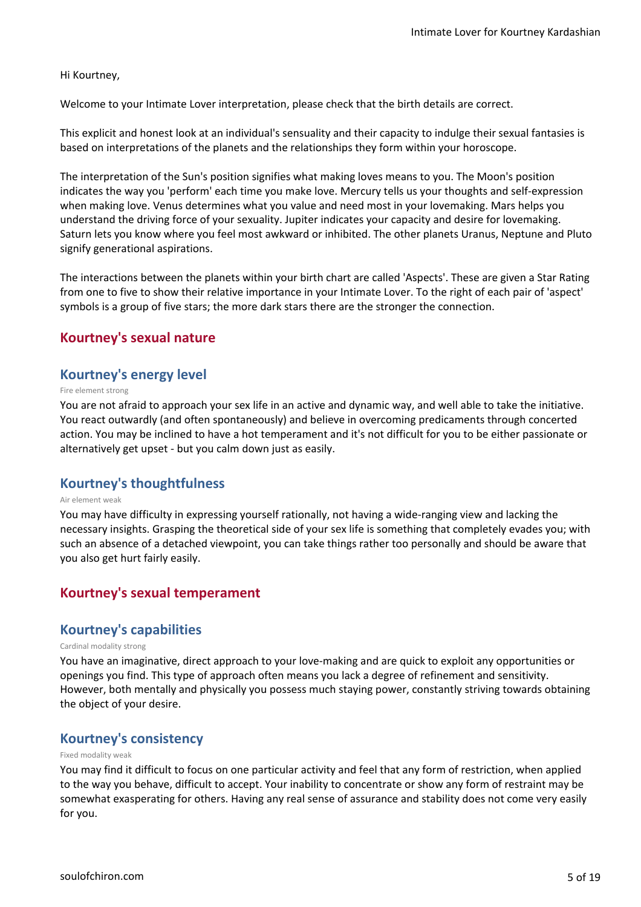Hi Kourtney,

Welcome to your Intimate Lover interpretation, please check that the birth details are correct.

This explicit and honest look at an individual's sensuality and their capacity to indulge their sexual fantasies is based on interpretations of the planets and the relationships they form within your horoscope.

The interpretation of the Sun's position signifies what making loves means to you. The Moon's position indicates the way you 'perform' each time you make love. Mercury tells us your thoughts and self-expression when making love. Venus determines what you value and need most in your lovemaking. Mars helps you understand the driving force of your sexuality. Jupiter indicates your capacity and desire for lovemaking. Saturn lets you know where you feel most awkward or inhibited. The other planets Uranus, Neptune and Pluto signify generational aspirations.

The interactions between the planets within your birth chart are called 'Aspects'. These are given a Star Rating from one to five to show their relative importance in your Intimate Lover. To the right of each pair of 'aspect' symbols is a group of five stars; the more dark stars there are the stronger the connection.

## Kourtney's sexual nature

### Kourtney's energy level

Fire element strong

You are not afraid to approach your sex life in an active and dynamic way, and well able to take the initiative. You react outwardly (and often spontaneously) and believe in overcoming predicaments through concerted action. You may be inclined to have a hot temperament and it's not difficult for you to be either passionate or alternatively get upset - but you calm down just as easily.

### Kourtney's thoughtfulness

Air element weak

You may have difficulty in expressing yourself rationally, not having a wide-ranging view and lacking the necessary insights. Grasping the theoretical side of your sex life is something that completely evades you; with such an absence of a detached viewpoint, you can take things rather too personally and should be aware that you also get hurt fairly easily.

## Kourtney's sexual temperament

### Kourtney's capabilities

Cardinal modality strong

You have an imaginative, direct approach to your love-making and are quick to exploit any opportunities or openings you find. This type of approach often means you lack a degree of refinement and sensitivity. However, both mentally and physically you possess much staying power, constantly striving towards obtaining the object of your desire.

### Kourtney's consistency

Fixed modality weak

You may find it difficult to focus on one particular activity and feel that any form of restriction, when applied to the way you behave, difficult to accept. Your inability to concentrate or show any form of restraint may be somewhat exasperating for others. Having any real sense of assurance and stability does not come very easily for you.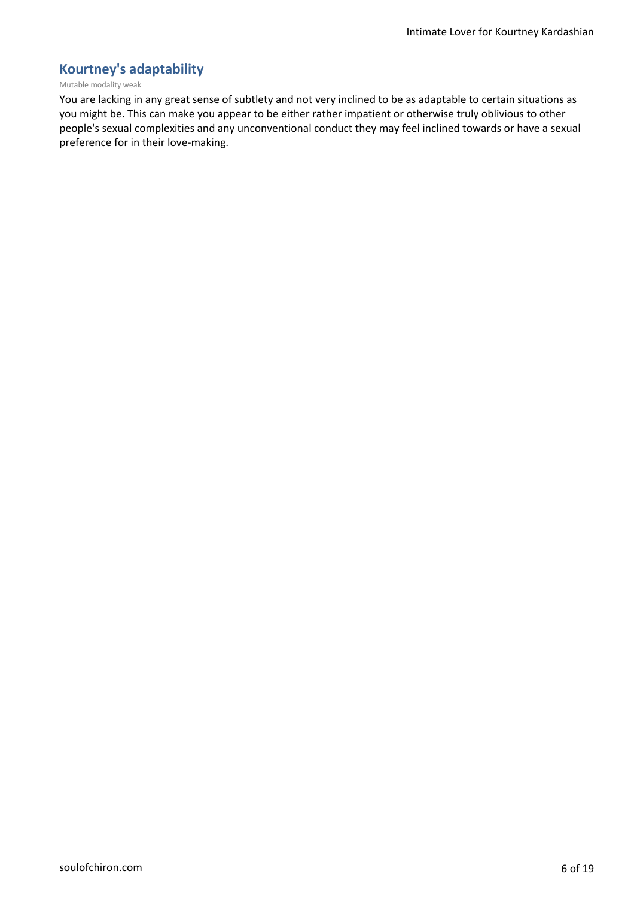## Kourtney's adaptability

Mutable modality weak

You are lacking in any great sense of subtlety and not very inclined to be as adaptable to certain situations as you might be. This can make you appear to be either rather impatient or otherwise truly oblivious to other people's sexual complexities and any unconventional conduct they may feel inclined towards or have a sexual preference for in their love-making.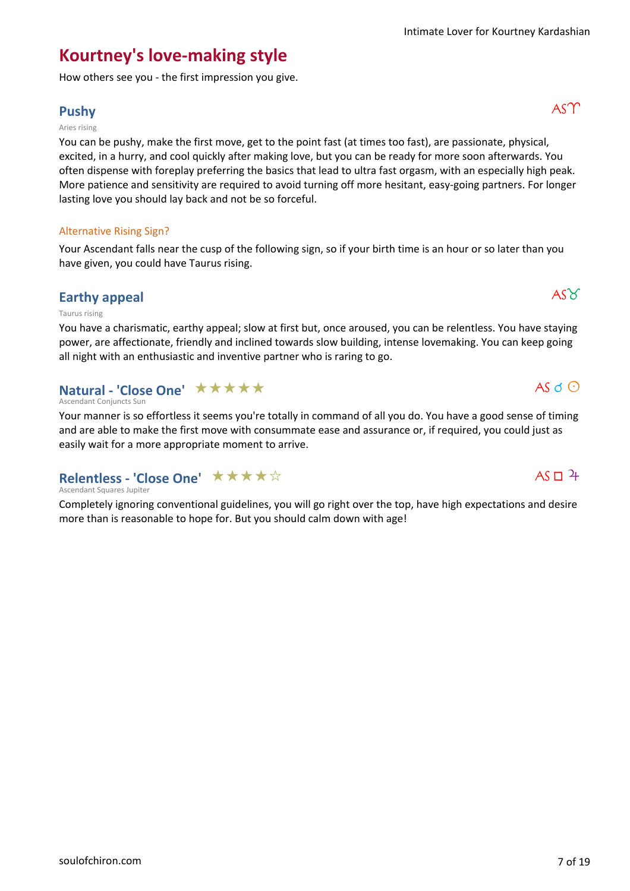## Kourtney's love-making style

How others see you - the first impression you give.

### Pushy

AS♈

Aries rising

You can be pushy, make the first move, get to the point fast (at times too fast), are passionate, physical, excited, in a hurry, and cool quickly after making love, but you can be ready for more soon afterwards. You often dispense with foreplay preferring the basics that lead to ultra fast orgasm, with an especially high peak. More patience and sensitivity are required to avoid turning off more hesitant, easy-going partners. For longer lasting love you should lay back and not be so forceful.

Alternative Rising Sign?

Your Ascendant falls near the cusp of the following sign, so if your birth time is an hour or so later than you have given, you could have Taurus rising.

### Earthy appeal

AS♉

Taurus rising

You have a charismatic, earthy appeal; slow at first but, once aroused, you can be relentless. You have staying power, are affectionate, friendly and inclined towards slow building, intense lovemaking. You can keep going all night with an enthusiastic and inventive partner who is raring to go.

### Natural - 'Close One' ★★★★★

AS ☌ ☉

Ascendant Conjuncts Sun

Your manner is so effortless it seems you're totally in command of all you do. You have a good sense of timing and are able to make the first move with consummate ease and assurance or, if required, you could just as easily wait for a more appropriate moment to arrive.

### Relentless - 'Close One' ★★★★☆

AS □ ♃

Ascendant Squares Jupiter

Completely ignoring conventional guidelines, you will go right over the top, have high expectations and desire more than is reasonable to hope for. But you should calm down with age!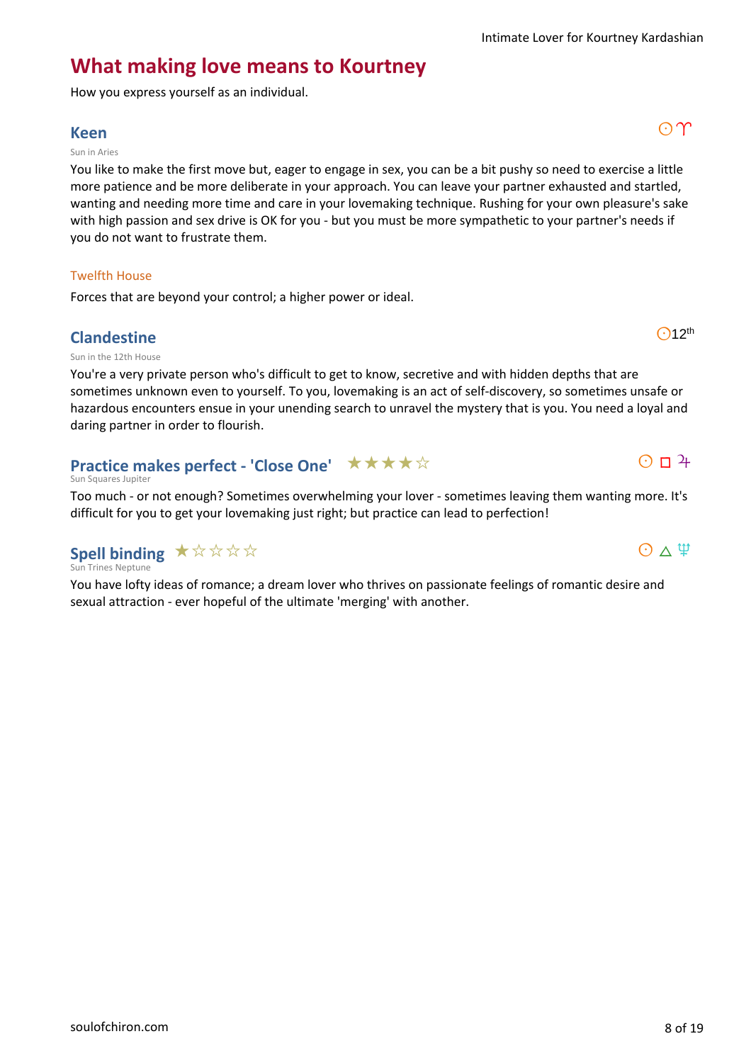## What making love means to Kourtney

How you express yourself as an individual.

### Keen

☉♈

Sun in Aries

You like to make the first move but, eager to engage in sex, you can be a bit pushy so need to exercise a little more patience and be more deliberate in your approach. You can leave your partner exhausted and startled, wanting and needing more time and care in your lovemaking technique. Rushing for your own pleasure's sake with high passion and sex drive is OK for you - but you must be more sympathetic to your partner's needs if you do not want to frustrate them.

#### Twelfth House

Forces that are beyond your control; a higher power or ideal.

### Clandestine

☉12th

Sun in the 12th House

You're a very private person who's difficult to get to know, secretive and with hidden depths that are sometimes unknown even to yourself. To you, lovemaking is an act of self-discovery, so sometimes unsafe or hazardous encounters ensue in your unending search to unravel the mystery that is you. You need a loyal and daring partner in order to flourish.

### Practice makes perfect - 'Close One' ★★★★☆

☉ □ ♃

Sun Squares Jupiter

Too much - or not enough? Sometimes overwhelming your lover - sometimes leaving them wanting more. It's difficult for you to get your lovemaking just right; but practice can lead to perfection!

### Spell binding ★☆☆☆☆

☉ △ ♆

Sun Trines Neptune

You have lofty ideas of romance; a dream lover who thrives on passionate feelings of romantic desire and sexual attraction - ever hopeful of the ultimate 'merging' with another.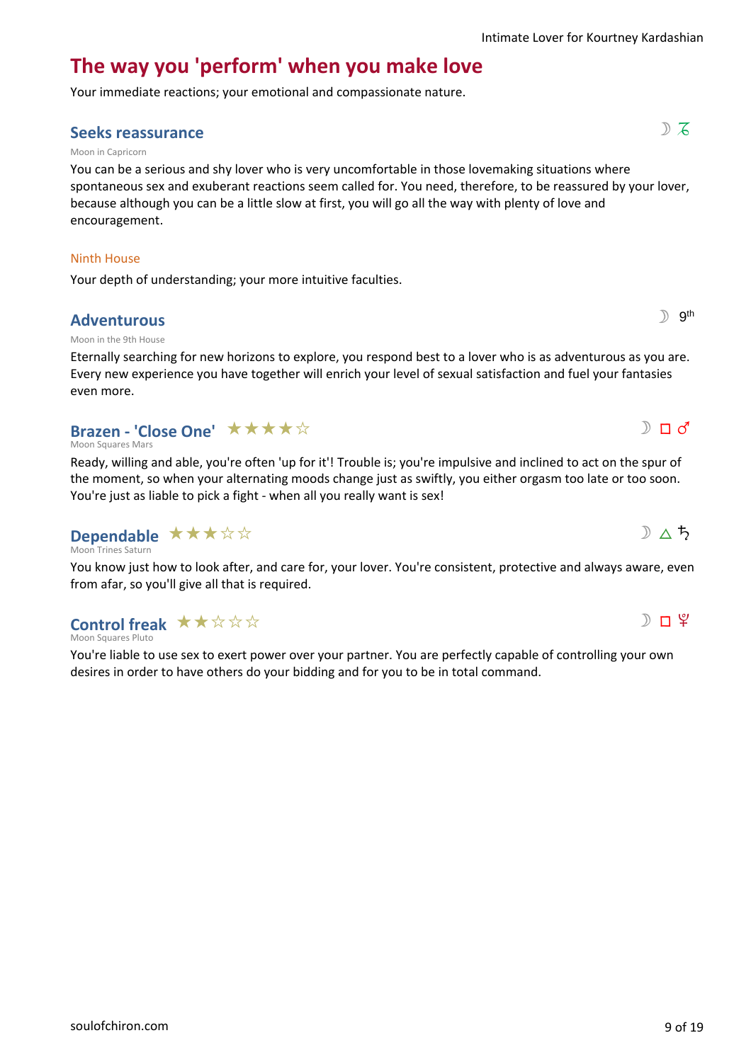## The way you 'perform' when you make love

Your immediate reactions; your emotional and compassionate nature.

### Seeks reassurance

☽ ♑

Moon in Capricorn

You can be a serious and shy lover who is very uncomfortable in those lovemaking situations where spontaneous sex and exuberant reactions seem called for. You need, therefore, to be reassured by your lover, because although you can be a little slow at first, you will go all the way with plenty of love and encouragement.

#### Ninth House

Your depth of understanding; your more intuitive faculties.

### Adventurous

☽ 9th

Moon in the 9th House

Eternally searching for new horizons to explore, you respond best to a lover who is as adventurous as you are. Every new experience you have together will enrich your level of sexual satisfaction and fuel your fantasies even more.

### Brazen - 'Close One' ★★★★☆

☽ □ ♂

Moon Squares Mars

Ready, willing and able, you're often 'up for it'! Trouble is; you're impulsive and inclined to act on the spur of the moment, so when your alternating moods change just as swiftly, you either orgasm too late or too soon. You're just as liable to pick a fight - when all you really want is sex!

### Dependable ★★★☆☆

☽ △ ♄

Moon Trines Saturn

You know just how to look after, and care for, your lover. You're consistent, protective and always aware, even from afar, so you'll give all that is required.

### Control freak ★★☆☆☆

☽ □ ♇

Moon Squares Pluto

You're liable to use sex to exert power over your partner. You are perfectly capable of controlling your own desires in order to have others do your bidding and for you to be in total command.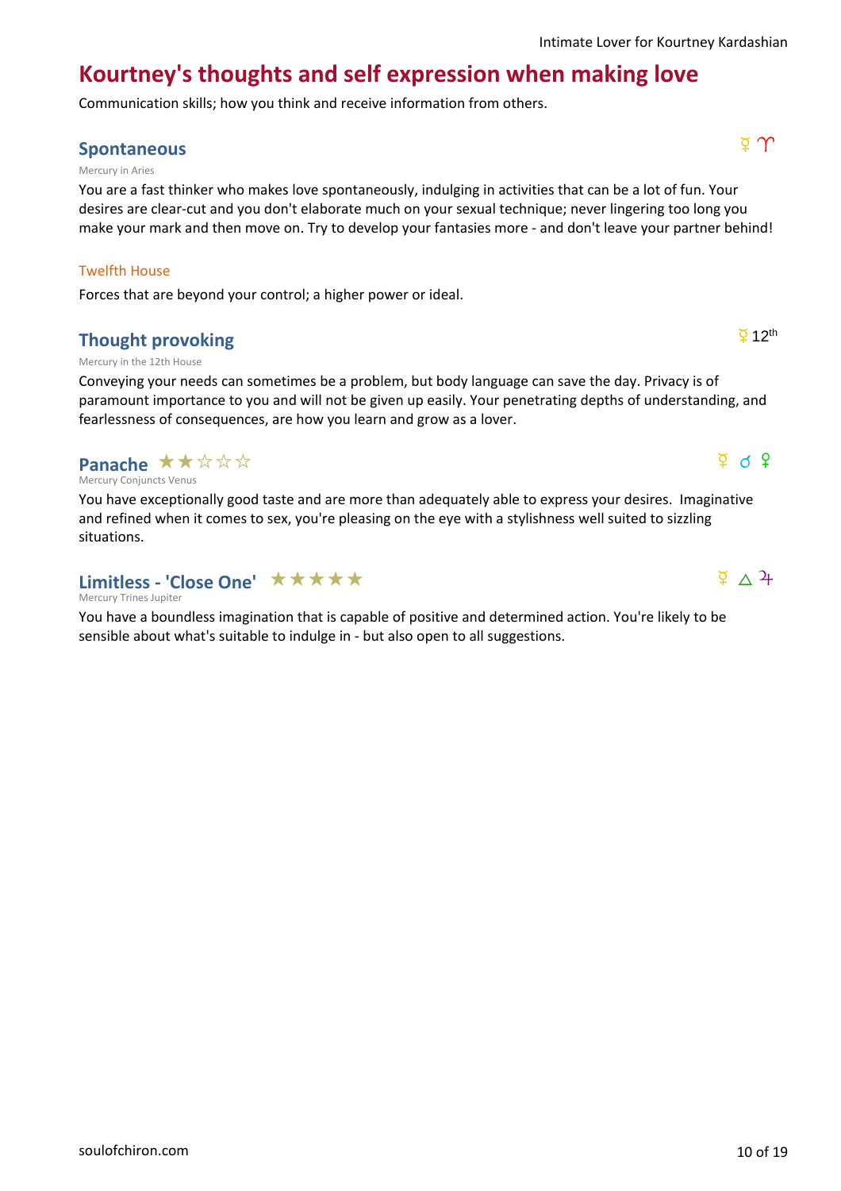## Kourtney's thoughts and self expression when making love

Communication skills; how you think and receive information from others.

### Spontaneous

☿ ♈

Mercury in Aries

You are a fast thinker who makes love spontaneously, indulging in activities that can be a lot of fun. Your desires are clear-cut and you don't elaborate much on your sexual technique; never lingering too long you make your mark and then move on. Try to develop your fantasies more - and don't leave your partner behind!

Twelfth House

Forces that are beyond your control; a higher power or ideal.

### Thought provoking

☿ 12th

Mercury in the 12th House

Conveying your needs can sometimes be a problem, but body language can save the day. Privacy is of paramount importance to you and will not be given up easily. Your penetrating depths of understanding, and fearlessness of consequences, are how you learn and grow as a lover.

### Panache ★★☆☆☆

☿ ☌ ♀

Mercury Conjuncts Venus

You have exceptionally good taste and are more than adequately able to express your desires. Imaginative and refined when it comes to sex, you're pleasing on the eye with a stylishness well suited to sizzling situations.

### Limitless - 'Close One' ★★★★★

☿ △ ♃

Mercury Trines Jupiter

You have a boundless imagination that is capable of positive and determined action. You're likely to be sensible about what's suitable to indulge in - but also open to all suggestions.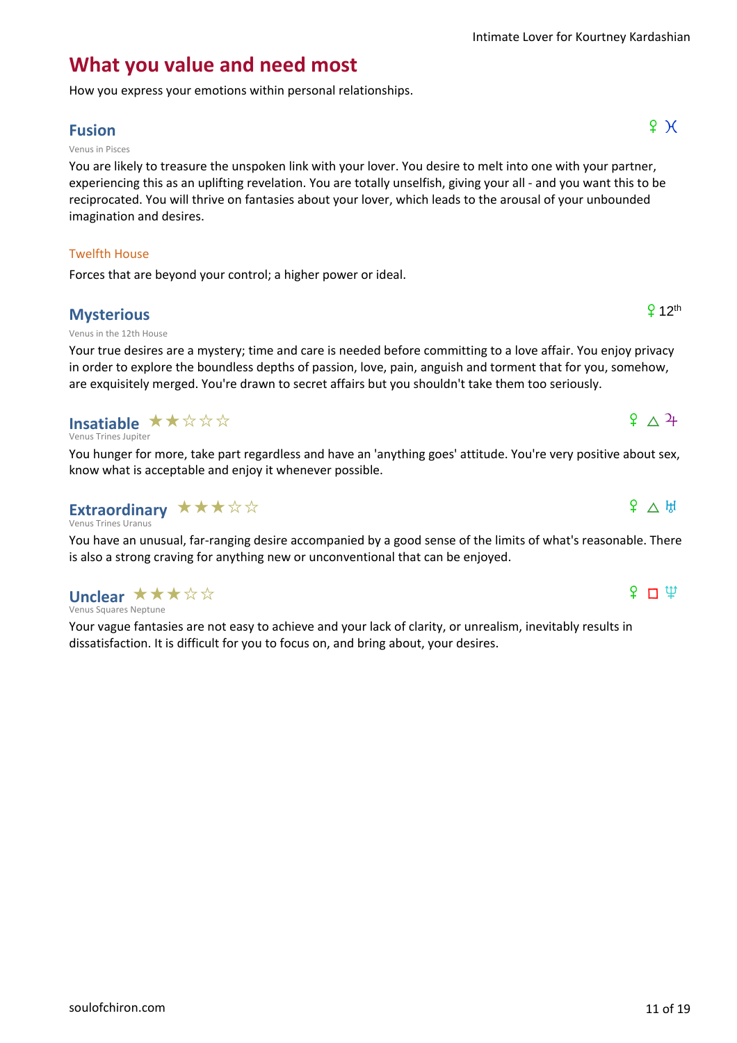# What you value and need most

How you express your emotions within personal relationships.

## Fusion

♀ ♓

Venus in Pisces

You are likely to treasure the unspoken link with your lover. You desire to melt into one with your partner, experiencing this as an uplifting revelation. You are totally unselfish, giving your all - and you want this to be reciprocated. You will thrive on fantasies about your lover, which leads to the arousal of your unbounded imagination and desires.

### Twelfth House

Forces that are beyond your control; a higher power or ideal.

## Mysterious

♀ 12th

Venus in the 12th House

Your true desires are a mystery; time and care is needed before committing to a love affair. You enjoy privacy in order to explore the boundless depths of passion, love, pain, anguish and torment that for you, somehow, are exquisitely merged. You're drawn to secret affairs but you shouldn't take them too seriously.

## Insatiable ★★☆☆☆

♀ △ ♃

Venus Trines Jupiter

You hunger for more, take part regardless and have an 'anything goes' attitude. You're very positive about sex, know what is acceptable and enjoy it whenever possible.

## Extraordinary ★★★☆☆

♀ △ ♅

Venus Trines Uranus

You have an unusual, far-ranging desire accompanied by a good sense of the limits of what's reasonable. There is also a strong craving for anything new or unconventional that can be enjoyed.

## Unclear ★★★☆☆

♀ □ ♆

Venus Squares Neptune

Your vague fantasies are not easy to achieve and your lack of clarity, or unrealism, inevitably results in dissatisfaction. It is difficult for you to focus on, and bring about, your desires.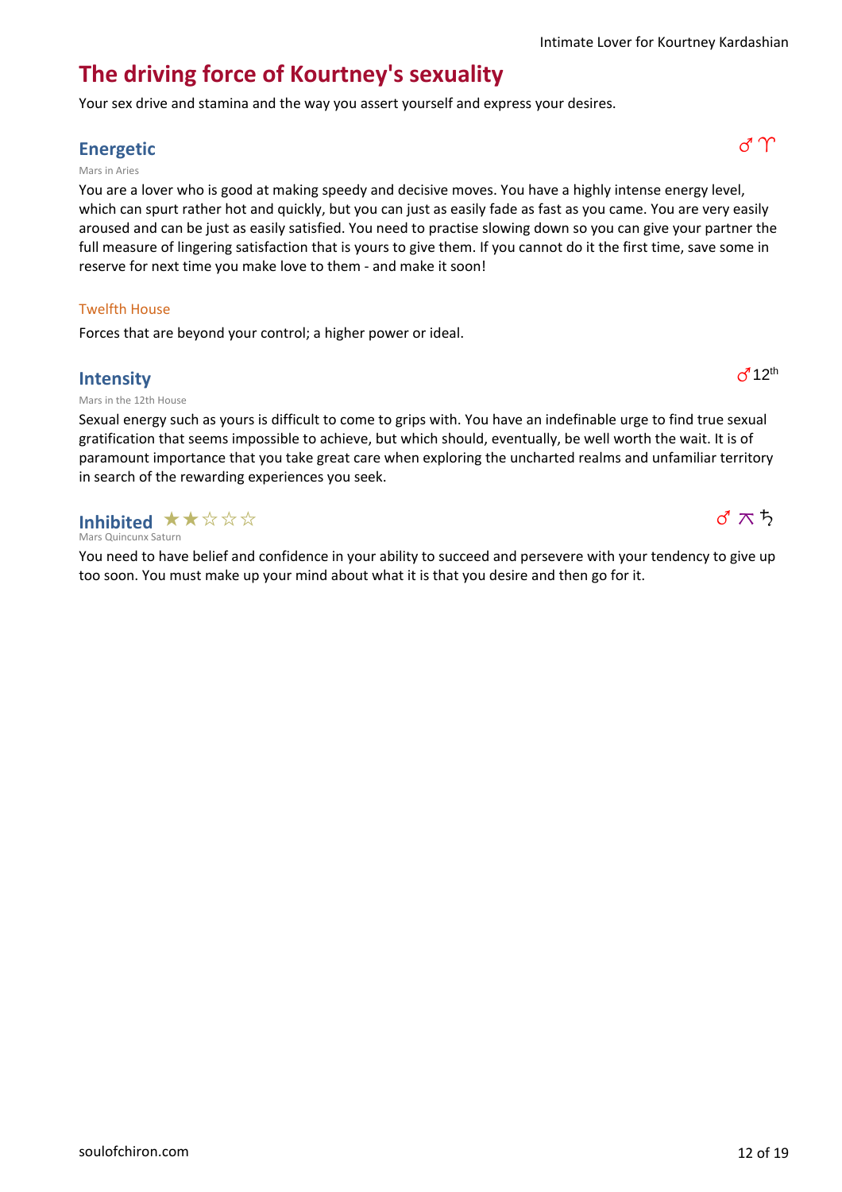# The driving force of Kourtney's sexuality

Your sex drive and stamina and the way you assert yourself and express your desires.

## Energetic

♂ ♈

Mars in Aries

You are a lover who is good at making speedy and decisive moves. You have a highly intense energy level, which can spurt rather hot and quickly, but you can just as easily fade as fast as you came. You are very easily aroused and can be just as easily satisfied. You need to practise slowing down so you can give your partner the full measure of lingering satisfaction that is yours to give them. If you cannot do it the first time, save some in reserve for next time you make love to them - and make it soon!

### Twelfth House

Forces that are beyond your control; a higher power or ideal.

## Intensity

♂ 12th

Mars in the 12th House

Sexual energy such as yours is difficult to come to grips with. You have an indefinable urge to find true sexual gratification that seems impossible to achieve, but which should, eventually, be well worth the wait. It is of paramount importance that you take great care when exploring the uncharted realms and unfamiliar territory in search of the rewarding experiences you seek.

## Inhibited ★★☆☆☆

♂ ⚻ ♄

Mars Quincunx Saturn

You need to have belief and confidence in your ability to succeed and persevere with your tendency to give up too soon. You must make up your mind about what it is that you desire and then go for it.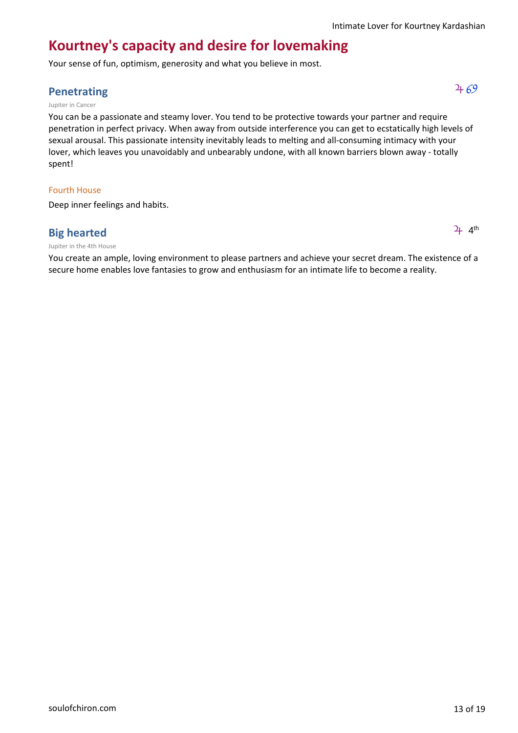# Kourtney's capacity and desire for lovemaking

Your sense of fun, optimism, generosity and what you believe in most.

## Penetrating

♃ ♋

Jupiter in Cancer

You can be a passionate and steamy lover. You tend to be protective towards your partner and require penetration in perfect privacy. When away from outside interference you can get to ecstatically high levels of sexual arousal. This passionate intensity inevitably leads to melting and all-consuming intimacy with your lover, which leaves you unavoidably and unbearably undone, with all known barriers blown away - totally spent!

### Fourth House

Deep inner feelings and habits.

## Big hearted

♃ 4th

Jupiter in the 4th House

You create an ample, loving environment to please partners and achieve your secret dream. The existence of a secure home enables love fantasies to grow and enthusiasm for an intimate life to become a reality.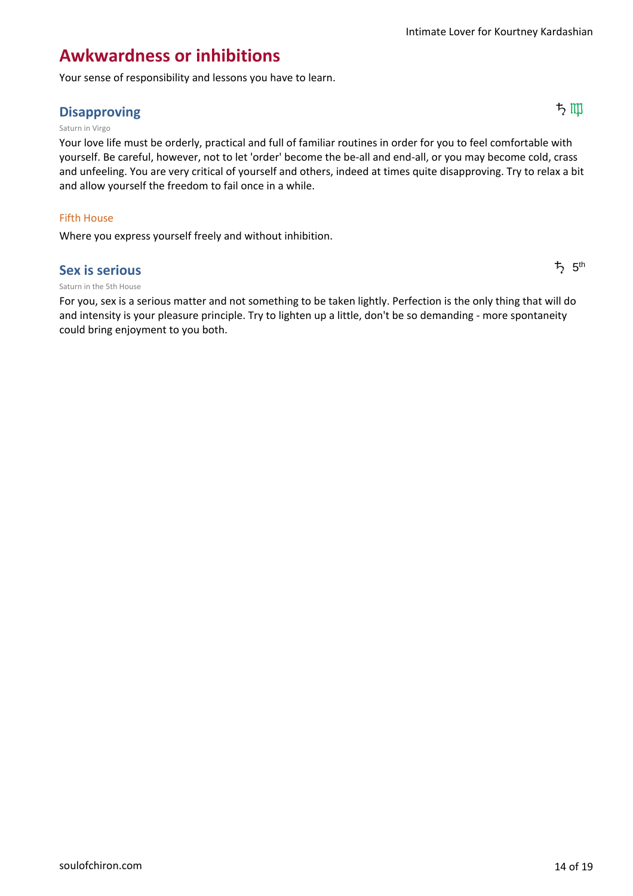# Awkwardness or inhibitions

Your sense of responsibility and lessons you have to learn.

## Disapproving

♄ ♍

Saturn in Virgo

Your love life must be orderly, practical and full of familiar routines in order for you to feel comfortable with yourself. Be careful, however, not to let 'order' become the be-all and end-all, or you may become cold, crass and unfeeling. You are very critical of yourself and others, indeed at times quite disapproving. Try to relax a bit and allow yourself the freedom to fail once in a while.

### Fifth House

Where you express yourself freely and without inhibition.

## Sex is serious

♄ 5th

Saturn in the 5th House

For you, sex is a serious matter and not something to be taken lightly. Perfection is the only thing that will do and intensity is your pleasure principle. Try to lighten up a little, don't be so demanding - more spontaneity could bring enjoyment to you both.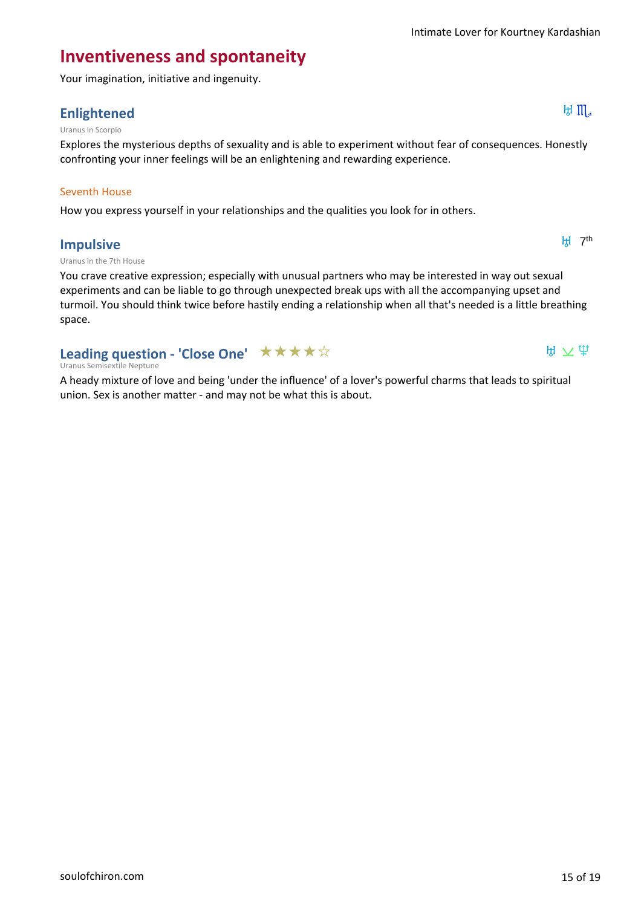## Inventiveness and spontaneity

Your imagination, initiative and ingenuity.

### Enlightened

♅ ♏

Uranus in Scorpio

Explores the mysterious depths of sexuality and is able to experiment without fear of consequences. Honestly confronting your inner feelings will be an enlightening and rewarding experience.

#### Seventh House

How you express yourself in your relationships and the qualities you look for in others.

### Impulsive

♅ 7th

Uranus in the 7th House

You crave creative expression; especially with unusual partners who may be interested in way out sexual experiments and can be liable to go through unexpected break ups with all the accompanying upset and turmoil. You should think twice before hastily ending a relationship when all that's needed is a little breathing space.

### Leading question - 'Close One' ★★★★☆

♅ ⚺ ♆

Uranus Semisextile Neptune

A heady mixture of love and being 'under the influence' of a lover's powerful charms that leads to spiritual union. Sex is another matter - and may not be what this is about.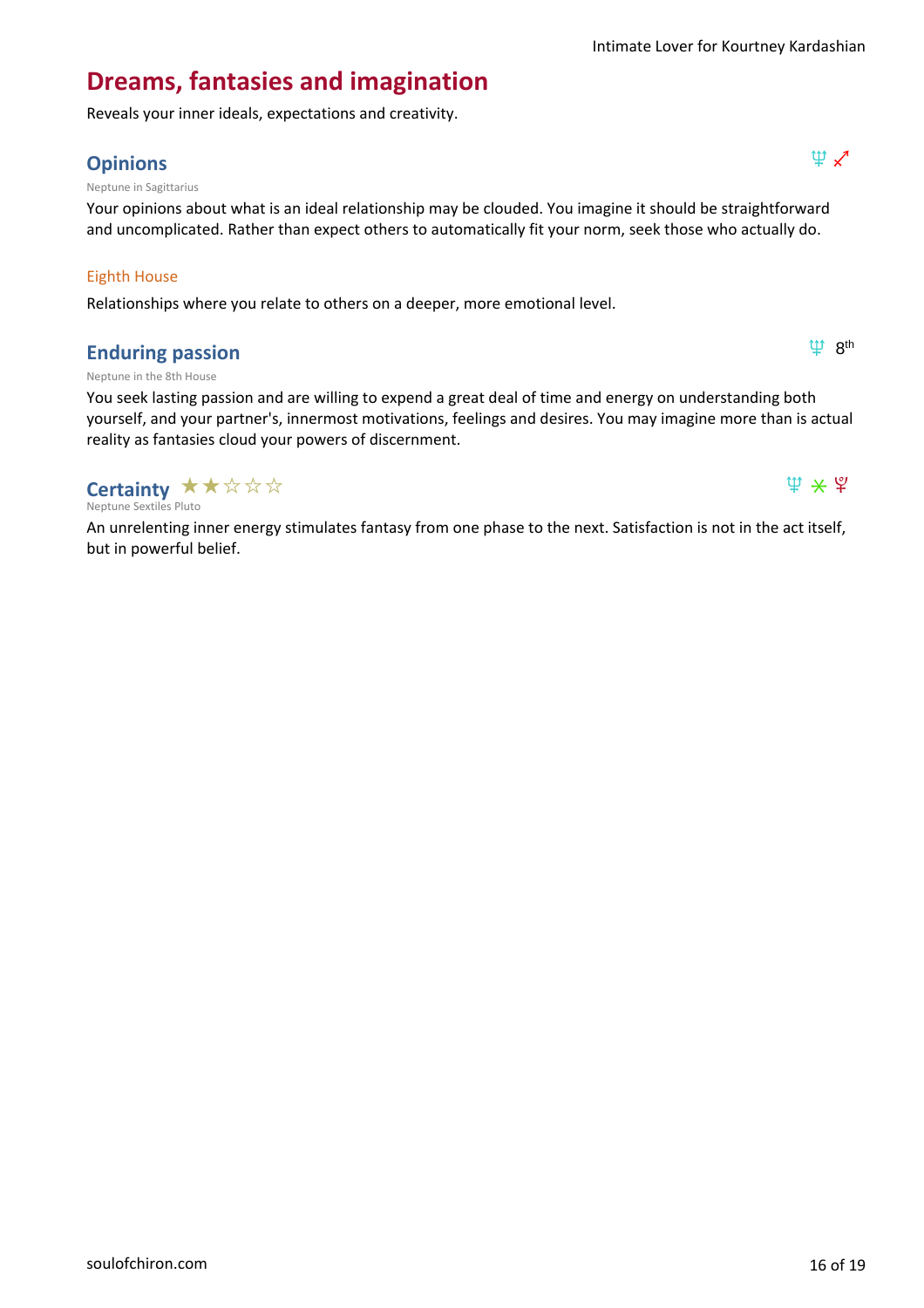# Dreams, fantasies and imagination

Reveals your inner ideals, expectations and creativity.

## Opinions

♆ ♐

Neptune in Sagittarius

Your opinions about what is an ideal relationship may be clouded. You imagine it should be straightforward and uncomplicated. Rather than expect others to automatically fit your norm, seek those who actually do.

### Eighth House

Relationships where you relate to others on a deeper, more emotional level.

## Enduring passion

♆ 8th

Neptune in the 8th House

You seek lasting passion and are willing to expend a great deal of time and energy on understanding both yourself, and your partner's, innermost motivations, feelings and desires. You may imagine more than is actual reality as fantasies cloud your powers of discernment.

## Certainty ★★☆☆☆

♆ ⚹ ♇

Neptune Sextiles Pluto

An unrelenting inner energy stimulates fantasy from one phase to the next. Satisfaction is not in the act itself, but in powerful belief.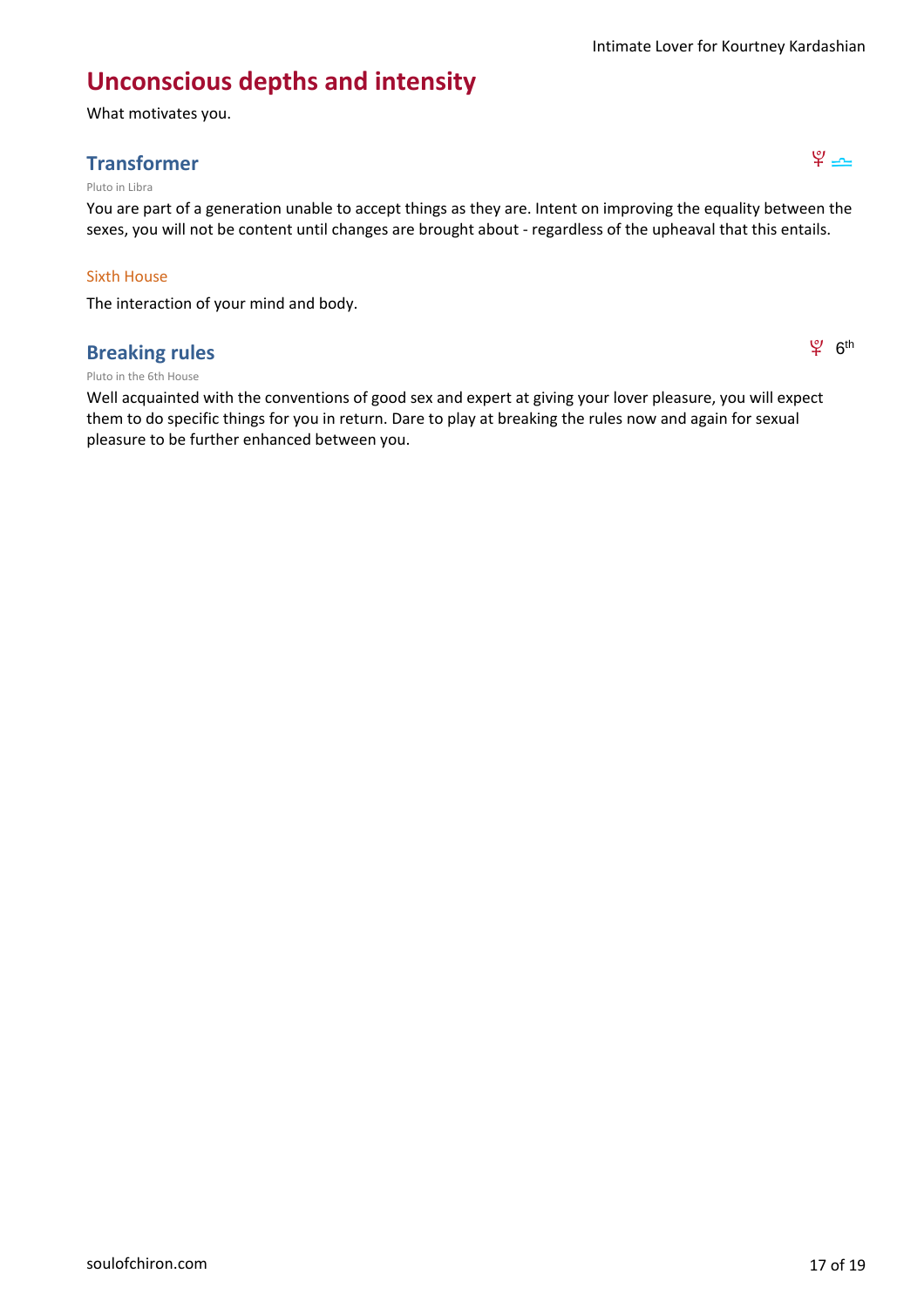# Unconscious depths and intensity

What motivates you.

## Transformer

Pluto in Libra

You are part of a generation unable to accept things as they are. Intent on improving the equality between the sexes, you will not be content until changes are brought about - regardless of the upheaval that this entails.

### Sixth House

The interaction of your mind and body.

## Breaking rules

Pluto in the 6th House

Well acquainted with the conventions of good sex and expert at giving your lover pleasure, you will expect them to do specific things for you in return. Dare to play at breaking the rules now and again for sexual pleasure to be further enhanced between you.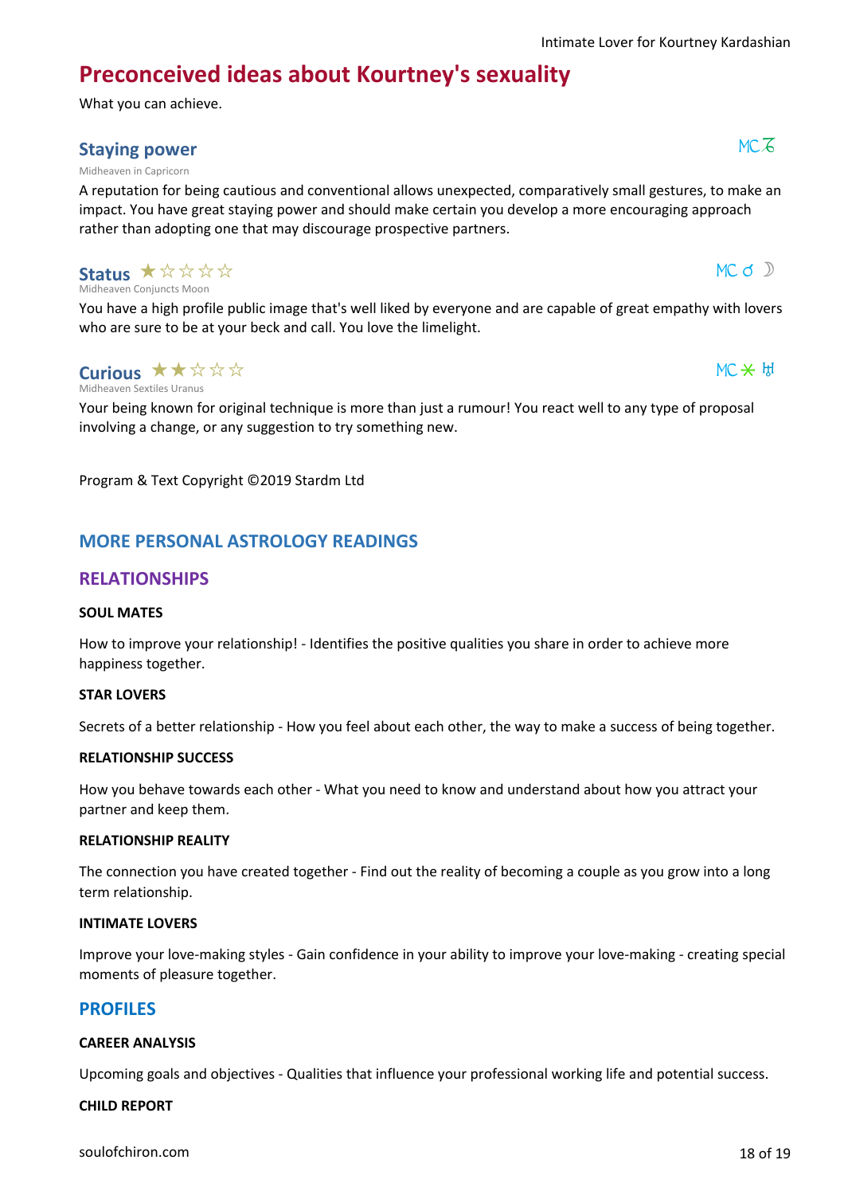# Preconceived ideas about Kourtney's sexuality

What you can achieve.

### Staying power

MC ♑

Midheaven in Capricorn

A reputation for being cautious and conventional allows unexpected, comparatively small gestures, to make an impact. You have great staying power and should make certain you develop a more encouraging approach rather than adopting one that may discourage prospective partners.

### Status ★☆☆☆☆

MC ☌ ☽

Midheaven Conjuncts Moon

You have a high profile public image that's well liked by everyone and are capable of great empathy with lovers who are sure to be at your beck and call. You love the limelight.

### Curious ★★☆☆☆

MC ⚹ ♅

Midheaven Sextiles Uranus

Your being known for original technique is more than just a rumour! You react well to any type of proposal involving a change, or any suggestion to try something new.

Program & Text Copyright ©2019 Stardm Ltd

## MORE PERSONAL ASTROLOGY READINGS

## RELATIONSHIPS

**SOUL MATES**

How to improve your relationship! - Identifies the positive qualities you share in order to achieve more happiness together.

**STAR LOVERS**

Secrets of a better relationship - How you feel about each other, the way to make a success of being together.

**RELATIONSHIP SUCCESS**

How you behave towards each other - What you need to know and understand about how you attract your partner and keep them.

**RELATIONSHIP REALITY**

The connection you have created together - Find out the reality of becoming a couple as you grow into a long term relationship.

**INTIMATE LOVERS**

Improve your love-making styles - Gain confidence in your ability to improve your love-making - creating special moments of pleasure together.

## PROFILES

**CAREER ANALYSIS**

Upcoming goals and objectives - Qualities that influence your professional working life and potential success.

**CHILD REPORT**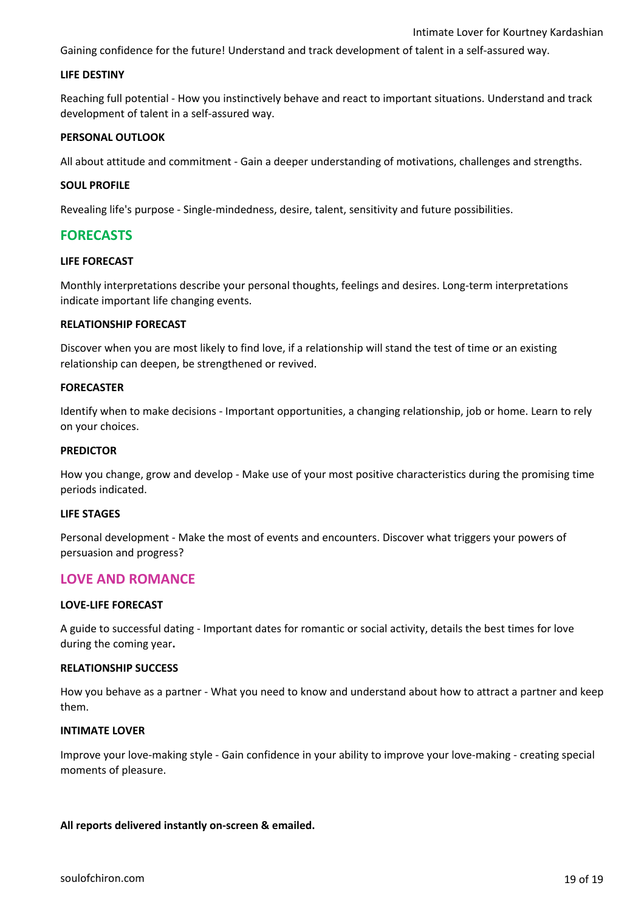Gaining confidence for the future! Understand and track development of talent in a self-assured way.

#### LIFE DESTINY

Reaching full potential - How you instinctively behave and react to important situations. Understand and track development of talent in a self-assured way.

#### PERSONAL OUTLOOK

All about attitude and commitment - Gain a deeper understanding of motivations, challenges and strengths.

#### SOUL PROFILE

Revealing life's purpose - Single-mindedness, desire, talent, sensitivity and future possibilities.

## FORECASTS

#### LIFE FORECAST

Monthly interpretations describe your personal thoughts, feelings and desires. Long-term interpretations indicate important life changing events.

#### RELATIONSHIP FORECAST

Discover when you are most likely to find love, if a relationship will stand the test of time or an existing relationship can deepen, be strengthened or revived.

#### FORECASTER

Identify when to make decisions - Important opportunities, a changing relationship, job or home. Learn to rely on your choices.

#### PREDICTOR

How you change, grow and develop - Make use of your most positive characteristics during the promising time periods indicated.

#### LIFE STAGES

Personal development - Make the most of events and encounters. Discover what triggers your powers of persuasion and progress?

## LOVE AND ROMANCE

#### LOVE-LIFE FORECAST

A guide to successful dating - Important dates for romantic or social activity, details the best times for love during the coming year**.**

#### RELATIONSHIP SUCCESS

How you behave as a partner - What you need to know and understand about how to attract a partner and keep them.

#### INTIMATE LOVER

Improve your love-making style - Gain confidence in your ability to improve your love-making - creating special moments of pleasure.

**All reports delivered instantly on-screen & emailed.**

soulofchiron.com